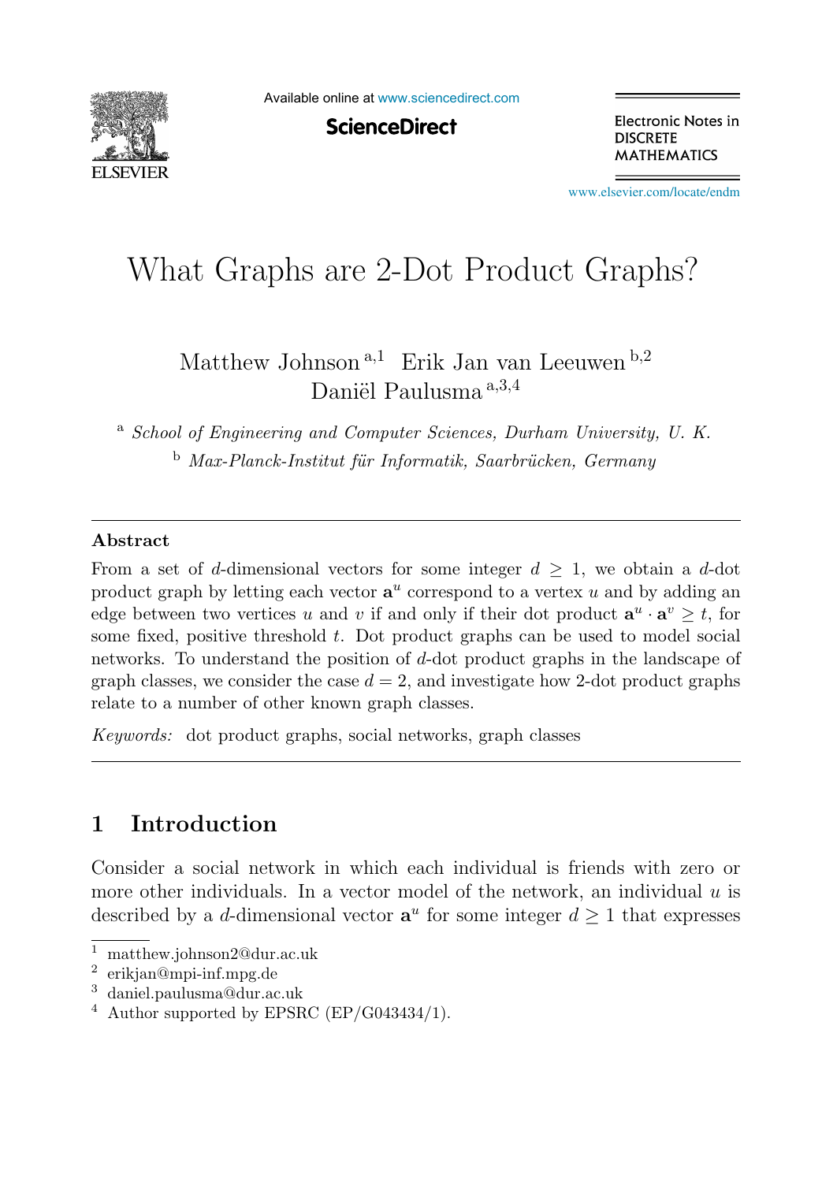# What Graphs are 2-Dot Product Graphs?

Matthew Johnson [a,1] Erik Jan van Leeuwen [b,2] Daniël Paulusma [a,3,4]

[a] *School of Engineering and Computer Sciences, Durham University, U. K.*

[b] *Max-Planck-Institut für Informatik, Saarbrücken, Germany*

---

**Abstract**

From a set of $d$-dimensional vectors for some integer $d \geq 1$, we obtain a $d$-dot product graph by letting each vector $\mathbf{a}^u$ correspond to a vertex $u$ and by adding an edge between two vertices $u$ and $v$ if and only if their dot product $\mathbf{a}^u \cdot \mathbf{a}^v \geq t$, for some fixed, positive threshold $t$. Dot product graphs can be used to model social networks. To understand the position of $d$-dot product graphs in the landscape of graph classes, we consider the case $d = 2$, and investigate how 2-dot product graphs relate to a number of other known graph classes.

*Keywords:* dot product graphs, social networks, graph classes

---

## 1 Introduction

Consider a social network in which each individual is friends with zero or more other individuals. In a vector model of the network, an individual $u$ is described by a $d$-dimensional vector $\mathbf{a}^u$ for some integer $d \geq 1$ that expresses

---

[1] matthew.johnson2@dur.ac.uk

[2] erikjan@mpi-inf.mpg.de

[3] daniel.paulusma@dur.ac.uk

[4] Author supported by EPSRC (EP/G043434/1).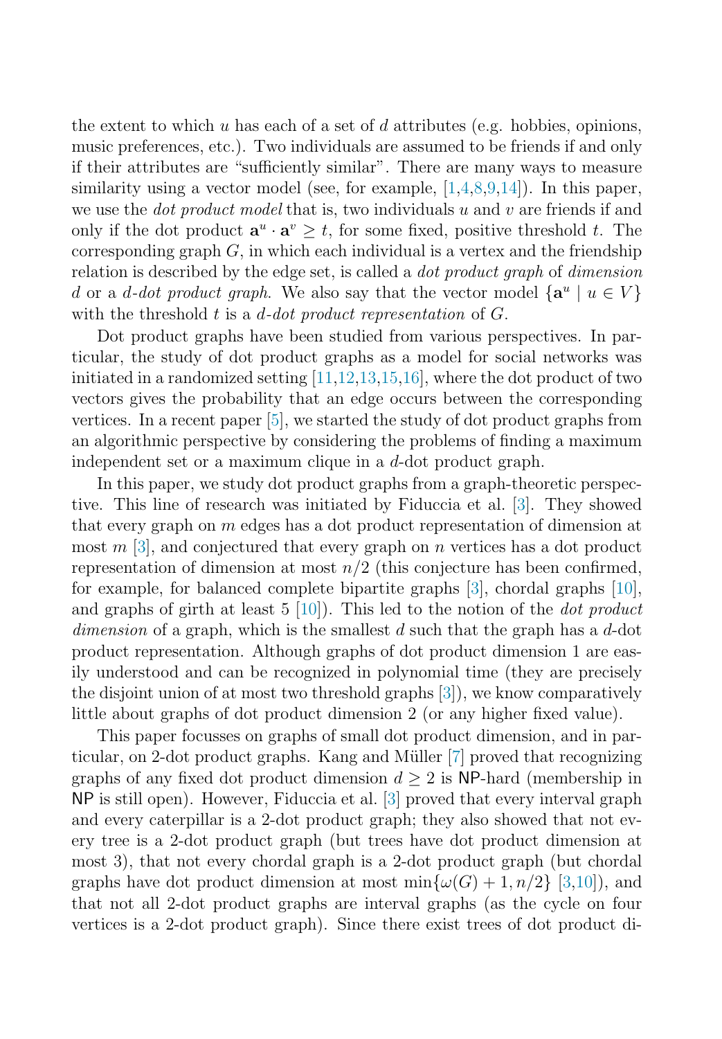the extent to which $u$ has each of a set of $d$ attributes (e.g. hobbies, opinions, music preferences, etc.). Two individuals are assumed to be friends if and only if their attributes are "sufficiently similar". There are many ways to measure similarity using a vector model (see, for example, [1,4,8,9,14]). In this paper, we use the *dot product model* that is, two individuals $u$ and $v$ are friends if and only if the dot product $\mathbf{a}^u \cdot \mathbf{a}^v \geq t$, for some fixed, positive threshold $t$. The corresponding graph $G$, in which each individual is a vertex and the friendship relation is described by the edge set, is called a *dot product graph* of *dimension* $d$ or a $d$*-dot product graph.* We also say that the vector model $\{\mathbf{a}^u \mid u \in V\}$ with the threshold $t$ is a $d$*-dot product representation* of $G$.

Dot product graphs have been studied from various perspectives. In particular, the study of dot product graphs as a model for social networks was initiated in a randomized setting [11,12,13,15,16], where the dot product of two vectors gives the probability that an edge occurs between the corresponding vertices. In a recent paper [5], we started the study of dot product graphs from an algorithmic perspective by considering the problems of finding a maximum independent set or a maximum clique in a $d$-dot product graph.

In this paper, we study dot product graphs from a graph-theoretic perspective. This line of research was initiated by Fiduccia et al. [3]. They showed that every graph on $m$ edges has a dot product representation of dimension at most $m$ [3], and conjectured that every graph on $n$ vertices has a dot product representation of dimension at most $n/2$ (this conjecture has been confirmed, for example, for balanced complete bipartite graphs [3], chordal graphs [10], and graphs of girth at least 5 [10]). This led to the notion of the *dot product dimension* of a graph, which is the smallest $d$ such that the graph has a $d$-dot product representation. Although graphs of dot product dimension 1 are easily understood and can be recognized in polynomial time (they are precisely the disjoint union of at most two threshold graphs [3]), we know comparatively little about graphs of dot product dimension 2 (or any higher fixed value).

This paper focusses on graphs of small dot product dimension, and in particular, on 2-dot product graphs. Kang and Müller [7] proved that recognizing graphs of any fixed dot product dimension $d \geq 2$ is NP-hard (membership in NP is still open). However, Fiduccia et al. [3] proved that every interval graph and every caterpillar is a 2-dot product graph; they also showed that not every tree is a 2-dot product graph (but trees have dot product dimension at most 3), that not every chordal graph is a 2-dot product graph (but chordal graphs have dot product dimension at most $\min\{\omega(G)+1, n/2\}$ [3,10]), and that not all 2-dot product graphs are interval graphs (as the cycle on four vertices is a 2-dot product graph). Since there exist trees of dot product di-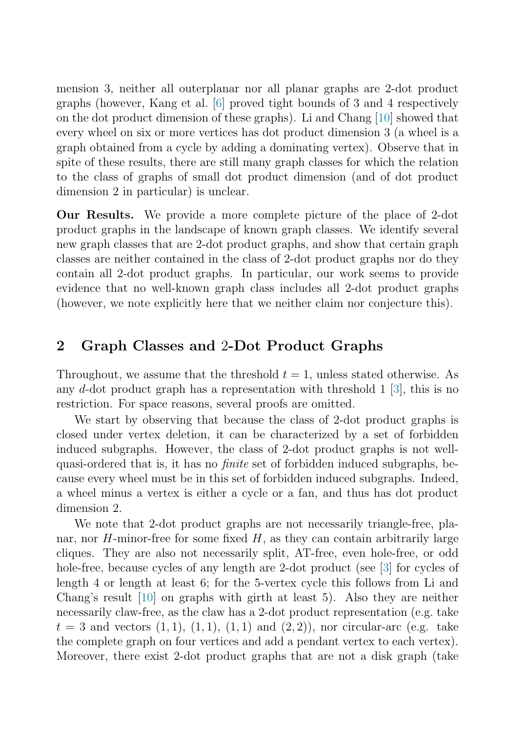mension 3, neither all outerplanar nor all planar graphs are 2-dot product graphs (however, Kang et al. [6] proved tight bounds of 3 and 4 respectively on the dot product dimension of these graphs). Li and Chang [10] showed that every wheel on six or more vertices has dot product dimension 3 (a wheel is a graph obtained from a cycle by adding a dominating vertex). Observe that in spite of these results, there are still many graph classes for which the relation to the class of graphs of small dot product dimension (and of dot product dimension 2 in particular) is unclear.

**Our Results.** We provide a more complete picture of the place of 2-dot product graphs in the landscape of known graph classes. We identify several new graph classes that are 2-dot product graphs, and show that certain graph classes are neither contained in the class of 2-dot product graphs nor do they contain all 2-dot product graphs. In particular, our work seems to provide evidence that no well-known graph class includes all 2-dot product graphs (however, we note explicitly here that we neither claim nor conjecture this).

## 2 Graph Classes and 2-Dot Product Graphs

Throughout, we assume that the threshold $t = 1$, unless stated otherwise. As any $d$-dot product graph has a representation with threshold 1 [3], this is no restriction. For space reasons, several proofs are omitted.

We start by observing that because the class of 2-dot product graphs is closed under vertex deletion, it can be characterized by a set of forbidden induced subgraphs. However, the class of 2-dot product graphs is not well-quasi-ordered that is, it has no *finite* set of forbidden induced subgraphs, because every wheel must be in this set of forbidden induced subgraphs. Indeed, a wheel minus a vertex is either a cycle or a fan, and thus has dot product dimension 2.

We note that 2-dot product graphs are not necessarily triangle-free, planar, nor $H$-minor-free for some fixed $H$, as they can contain arbitrarily large cliques. They are also not necessarily split, AT-free, even hole-free, or odd hole-free, because cycles of any length are 2-dot product (see [3] for cycles of length 4 or length at least 6; for the 5-vertex cycle this follows from Li and Chang's result [10] on graphs with girth at least 5). Also they are neither necessarily claw-free, as the claw has a 2-dot product representation (e.g. take $t = 3$ and vectors $(1, 1)$, $(1, 1)$, $(1, 1)$ and $(2, 2)$), nor circular-arc (e.g. take the complete graph on four vertices and add a pendant vertex to each vertex). Moreover, there exist 2-dot product graphs that are not a disk graph (take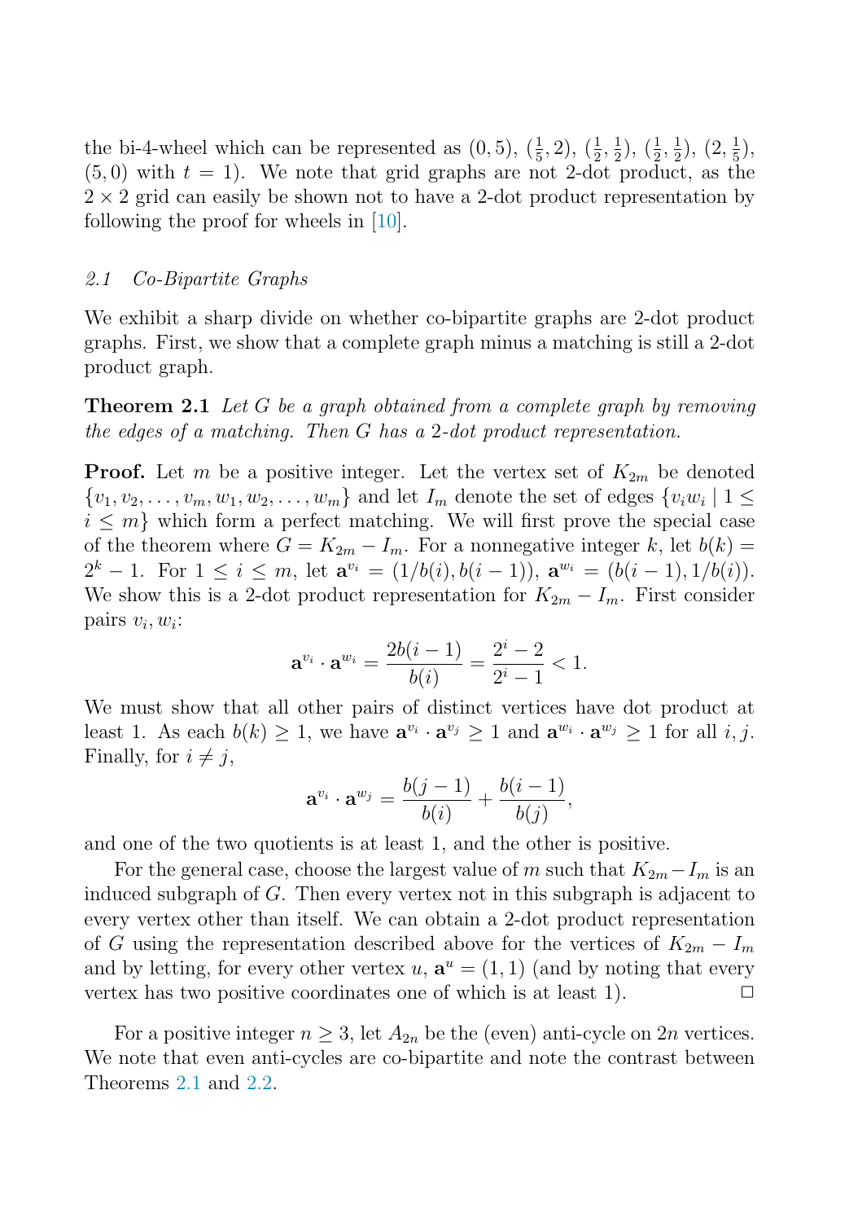the bi-4-wheel which can be represented as $(0,5)$, $(\frac{1}{5},2)$, $(\frac{1}{2},\frac{1}{2})$, $(\frac{1}{2},\frac{1}{2})$, $(2,\frac{1}{5})$, $(5,0)$ with $t=1$). We note that grid graphs are not 2-dot product, as the $2\times 2$ grid can easily be shown not to have a 2-dot product representation by following the proof for wheels in [10].

### 2.1 Co-Bipartite Graphs

We exhibit a sharp divide on whether co-bipartite graphs are 2-dot product graphs. First, we show that a complete graph minus a matching is still a 2-dot product graph.

**Theorem 2.1** *Let $G$ be a graph obtained from a complete graph by removing the edges of a matching. Then $G$ has a 2-dot product representation.*

**Proof.** Let $m$ be a positive integer. Let the vertex set of $K_{2m}$ be denoted $\{v_1, v_2, \ldots, v_m, w_1, w_2, \ldots, w_m\}$ and let $I_m$ denote the set of edges $\{v_i w_i \mid 1 \leq i \leq m\}$ which form a perfect matching. We will first prove the special case of the theorem where $G = K_{2m} - I_m$. For a nonnegative integer $k$, let $b(k) = 2^k - 1$. For $1 \leq i \leq m$, let $\mathbf{a}^{v_i} = (1/b(i), b(i-1))$, $\mathbf{a}^{w_i} = (b(i-1), 1/b(i))$. We show this is a 2-dot product representation for $K_{2m} - I_m$. First consider pairs $v_i, w_i$:

$$\mathbf{a}^{v_i} \cdot \mathbf{a}^{w_i} = \frac{2b(i-1)}{b(i)} = \frac{2^i - 2}{2^i - 1} < 1.$$

We must show that all other pairs of distinct vertices have dot product at least 1. As each $b(k) \geq 1$, we have $\mathbf{a}^{v_i} \cdot \mathbf{a}^{v_j} \geq 1$ and $\mathbf{a}^{w_i} \cdot \mathbf{a}^{w_j} \geq 1$ for all $i, j$. Finally, for $i \neq j$,

$$\mathbf{a}^{v_i} \cdot \mathbf{a}^{w_j} = \frac{b(j-1)}{b(i)} + \frac{b(i-1)}{b(j)},$$

and one of the two quotients is at least 1, and the other is positive.

For the general case, choose the largest value of $m$ such that $K_{2m} - I_m$ is an induced subgraph of $G$. Then every vertex not in this subgraph is adjacent to every vertex other than itself. We can obtain a 2-dot product representation of $G$ using the representation described above for the vertices of $K_{2m} - I_m$ and by letting, for every other vertex $u$, $\mathbf{a}^u = (1,1)$ (and by noting that every vertex has two positive coordinates one of which is at least 1). □

For a positive integer $n \geq 3$, let $A_{2n}$ be the (even) anti-cycle on $2n$ vertices. We note that even anti-cycles are co-bipartite and note the contrast between Theorems 2.1 and 2.2.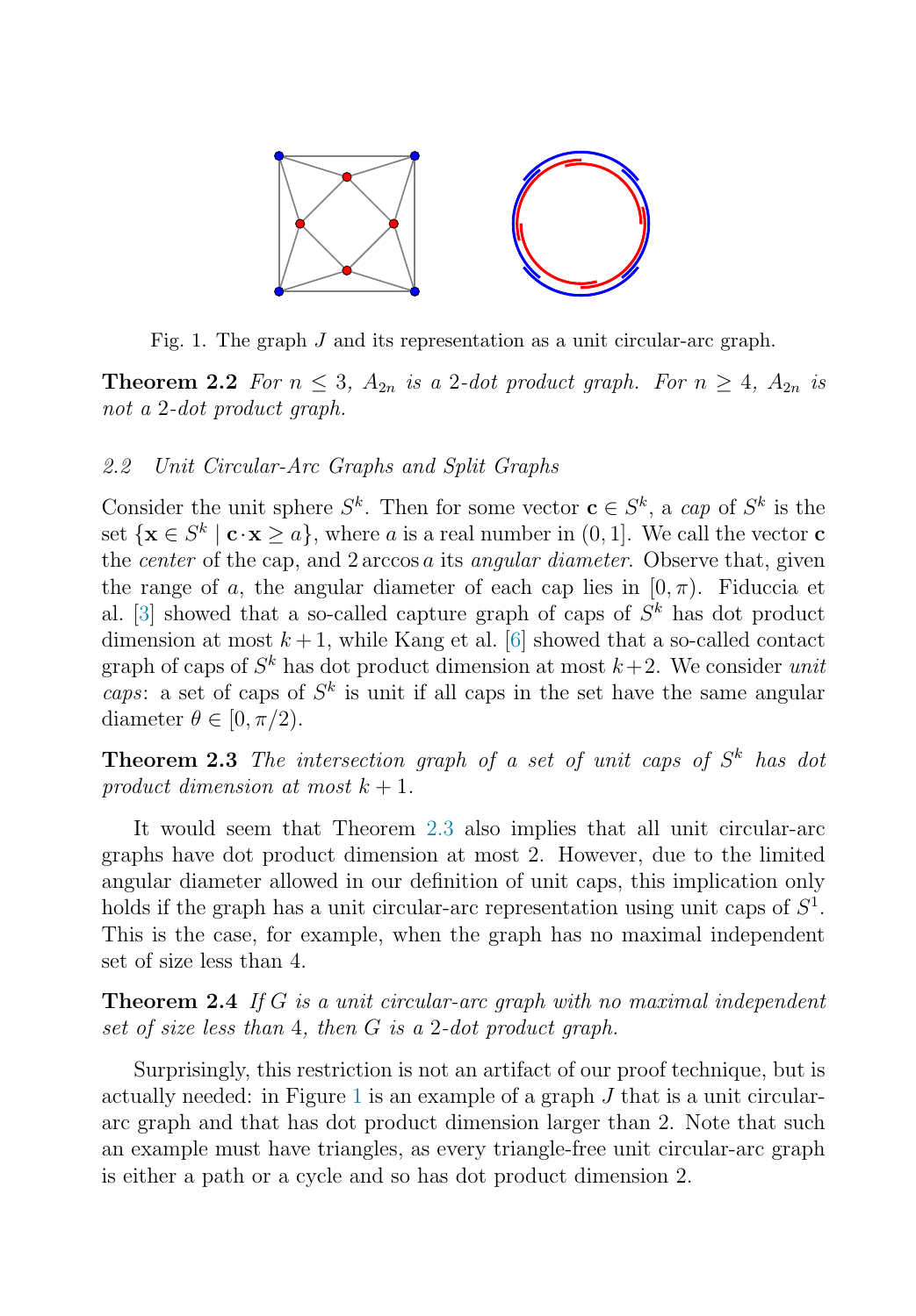Fig. 1. The graph $J$ and its representation as a unit circular-arc graph.

**Theorem 2.2** *For $n \leq 3$, $A_{2n}$ is a 2-dot product graph. For $n \geq 4$, $A_{2n}$ is not a 2-dot product graph.*

### 2.2 Unit Circular-Arc Graphs and Split Graphs

Consider the unit sphere $S^k$. Then for some vector $\mathbf{c} \in S^k$, a *cap* of $S^k$ is the set $\{\mathbf{x} \in S^k \mid \mathbf{c} \cdot \mathbf{x} \geq a\}$, where $a$ is a real number in $(0, 1]$. We call the vector $\mathbf{c}$ the *center* of the cap, and $2 \arccos a$ its *angular diameter*. Observe that, given the range of $a$, the angular diameter of each cap lies in $[0, \pi)$. Fiduccia et al. [3] showed that a so-called capture graph of caps of $S^k$ has dot product dimension at most $k+1$, while Kang et al. [6] showed that a so-called contact graph of caps of $S^k$ has dot product dimension at most $k+2$. We consider *unit caps*: a set of caps of $S^k$ is unit if all caps in the set have the same angular diameter $\theta \in [0, \pi/2)$.

**Theorem 2.3** *The intersection graph of a set of unit caps of $S^k$ has dot product dimension at most $k+1$.*

It would seem that Theorem 2.3 also implies that all unit circular-arc graphs have dot product dimension at most 2. However, due to the limited angular diameter allowed in our definition of unit caps, this implication only holds if the graph has a unit circular-arc representation using unit caps of $S^1$. This is the case, for example, when the graph has no maximal independent set of size less than 4.

**Theorem 2.4** *If $G$ is a unit circular-arc graph with no maximal independent set of size less than 4, then $G$ is a 2-dot product graph.*

Surprisingly, this restriction is not an artifact of our proof technique, but is actually needed: in Figure 1 is an example of a graph $J$ that is a unit circular-arc graph and that has dot product dimension larger than 2. Note that such an example must have triangles, as every triangle-free unit circular-arc graph is either a path or a cycle and so has dot product dimension 2.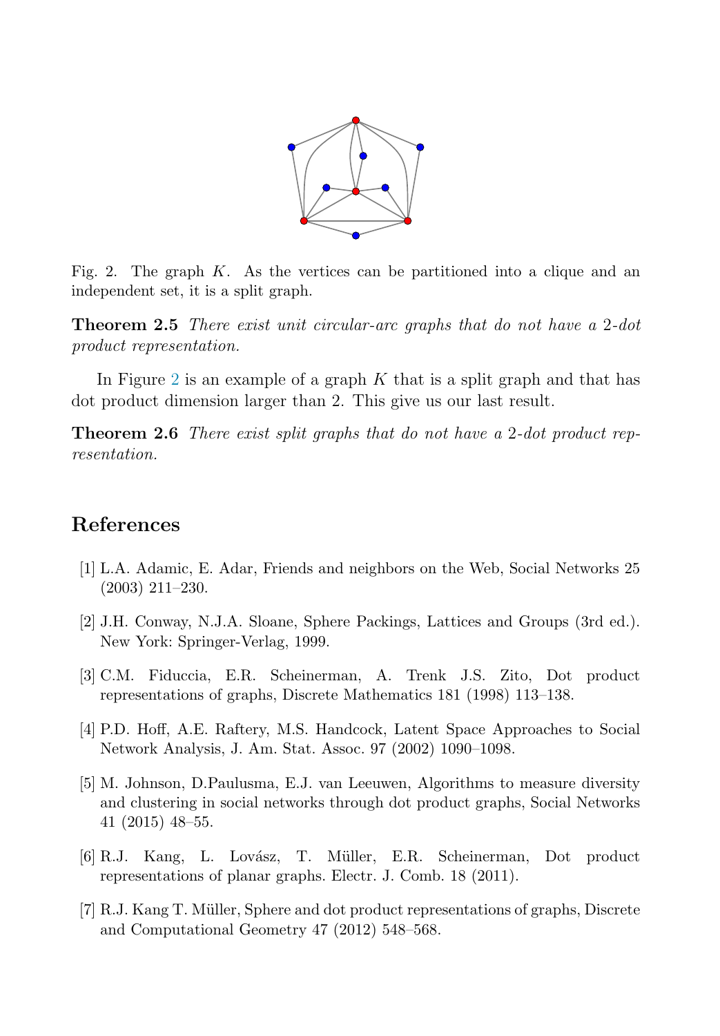Fig. 2. The graph $K$. As the vertices can be partitioned into a clique and an independent set, it is a split graph.

**Theorem 2.5** *There exist unit circular-arc graphs that do not have a 2-dot product representation.*

In Figure 2 is an example of a graph $K$ that is a split graph and that has dot product dimension larger than 2. This give us our last result.

**Theorem 2.6** *There exist split graphs that do not have a 2-dot product representation.*

## References

[1] L.A. Adamic, E. Adar, Friends and neighbors on the Web, Social Networks 25 (2003) 211–230.

[2] J.H. Conway, N.J.A. Sloane, Sphere Packings, Lattices and Groups (3rd ed.). New York: Springer-Verlag, 1999.

[3] C.M. Fiduccia, E.R. Scheinerman, A. Trenk J.S. Zito, Dot product representations of graphs, Discrete Mathematics 181 (1998) 113–138.

[4] P.D. Hoff, A.E. Raftery, M.S. Handcock, Latent Space Approaches to Social Network Analysis, J. Am. Stat. Assoc. 97 (2002) 1090–1098.

[5] M. Johnson, D.Paulusma, E.J. van Leeuwen, Algorithms to measure diversity and clustering in social networks through dot product graphs, Social Networks 41 (2015) 48–55.

[6] R.J. Kang, L. Lovász, T. Müller, E.R. Scheinerman, Dot product representations of planar graphs. Electr. J. Comb. 18 (2011).

[7] R.J. Kang T. Müller, Sphere and dot product representations of graphs, Discrete and Computational Geometry 47 (2012) 548–568.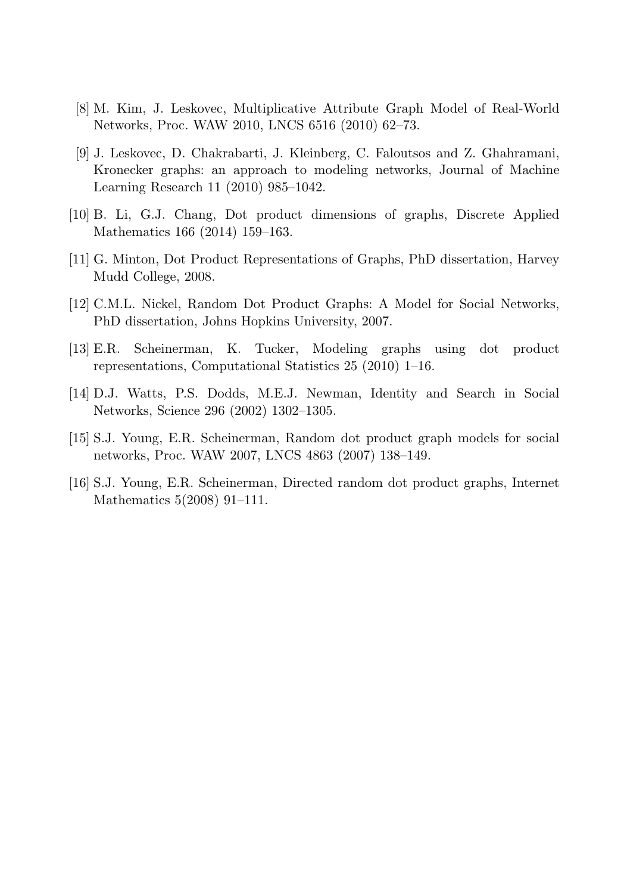[8] M. Kim, J. Leskovec, Multiplicative Attribute Graph Model of Real-World Networks, Proc. WAW 2010, LNCS 6516 (2010) 62–73.

[9] J. Leskovec, D. Chakrabarti, J. Kleinberg, C. Faloutsos and Z. Ghahramani, Kronecker graphs: an approach to modeling networks, Journal of Machine Learning Research 11 (2010) 985–1042.

[10] B. Li, G.J. Chang, Dot product dimensions of graphs, Discrete Applied Mathematics 166 (2014) 159–163.

[11] G. Minton, Dot Product Representations of Graphs, PhD dissertation, Harvey Mudd College, 2008.

[12] C.M.L. Nickel, Random Dot Product Graphs: A Model for Social Networks, PhD dissertation, Johns Hopkins University, 2007.

[13] E.R. Scheinerman, K. Tucker, Modeling graphs using dot product representations, Computational Statistics 25 (2010) 1–16.

[14] D.J. Watts, P.S. Dodds, M.E.J. Newman, Identity and Search in Social Networks, Science 296 (2002) 1302–1305.

[15] S.J. Young, E.R. Scheinerman, Random dot product graph models for social networks, Proc. WAW 2007, LNCS 4863 (2007) 138–149.

[16] S.J. Young, E.R. Scheinerman, Directed random dot product graphs, Internet Mathematics 5(2008) 91–111.